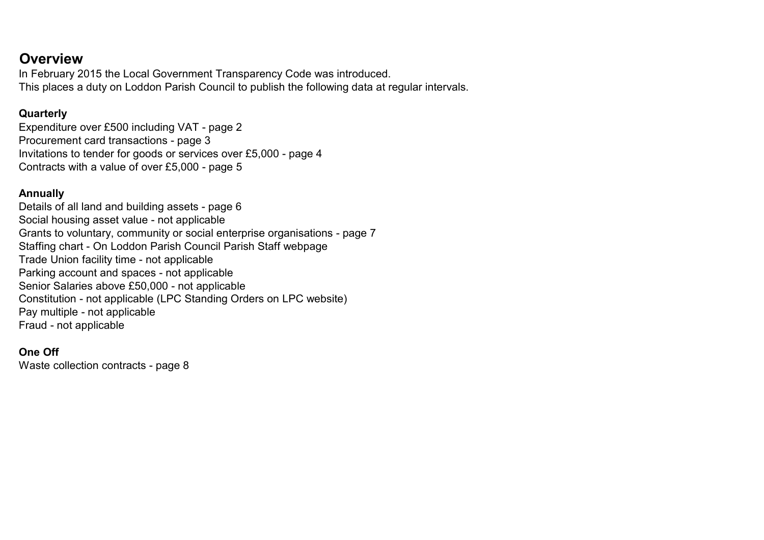## Overview

In February 2015 the Local Government Transparency Code was introduced.
This places a duty on Loddon Parish Council to publish the following data at regular intervals.

**Quarterly**

Expenditure over £500 including VAT - page 2
Procurement card transactions - page 3
Invitations to tender for goods or services over £5,000 - page 4
Contracts with a value of over £5,000 - page 5

**Annually**

Details of all land and building assets - page 6
Social housing asset value - not applicable
Grants to voluntary, community or social enterprise organisations - page 7
Staffing chart - On Loddon Parish Council Parish Staff webpage
Trade Union facility time - not applicable
Parking account and spaces - not applicable
Senior Salaries above £50,000 - not applicable
Constitution - not applicable (LPC Standing Orders on LPC website)
Pay multiple - not applicable
Fraud - not applicable

**One Off**

Waste collection contracts - page 8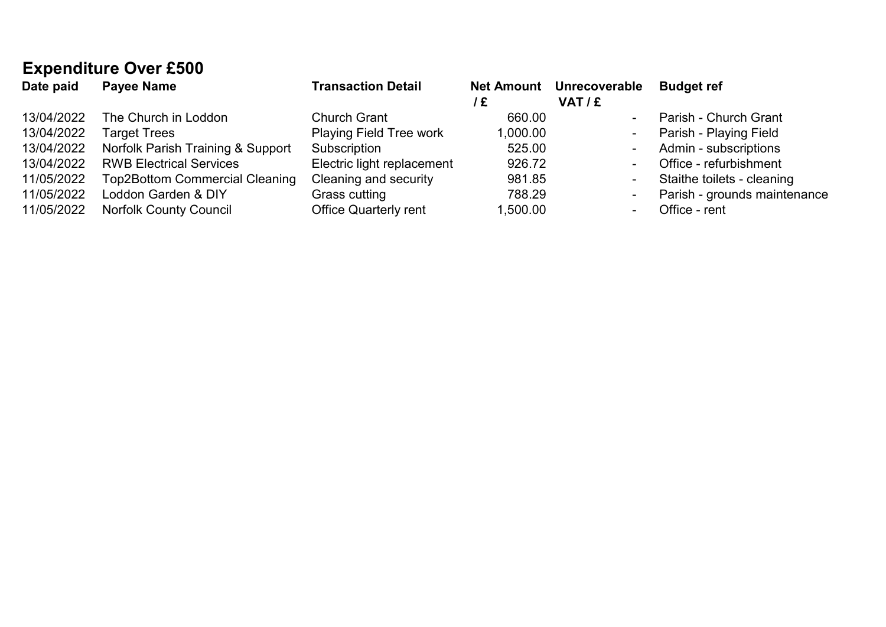## Expenditure Over £500

| Date paid | Payee Name | Transaction Detail | Net Amount / £ | Unrecoverable VAT / £ | Budget ref |
|---|---|---|---|---|---|
| 13/04/2022 | The Church in Loddon | Church Grant | 660.00 | - | Parish - Church Grant |
| 13/04/2022 | Target Trees | Playing Field Tree work | 1,000.00 | - | Parish - Playing Field |
| 13/04/2022 | Norfolk Parish Training & Support | Subscription | 525.00 | - | Admin - subscriptions |
| 13/04/2022 | RWB Electrical Services | Electric light replacement | 926.72 | - | Office - refurbishment |
| 11/05/2022 | Top2Bottom Commercial Cleaning | Cleaning and security | 981.85 | - | Staithe toilets - cleaning |
| 11/05/2022 | Loddon Garden & DIY | Grass cutting | 788.29 | - | Parish - grounds maintenance |
| 11/05/2022 | Norfolk County Council | Office Quarterly rent | 1,500.00 | - | Office - rent |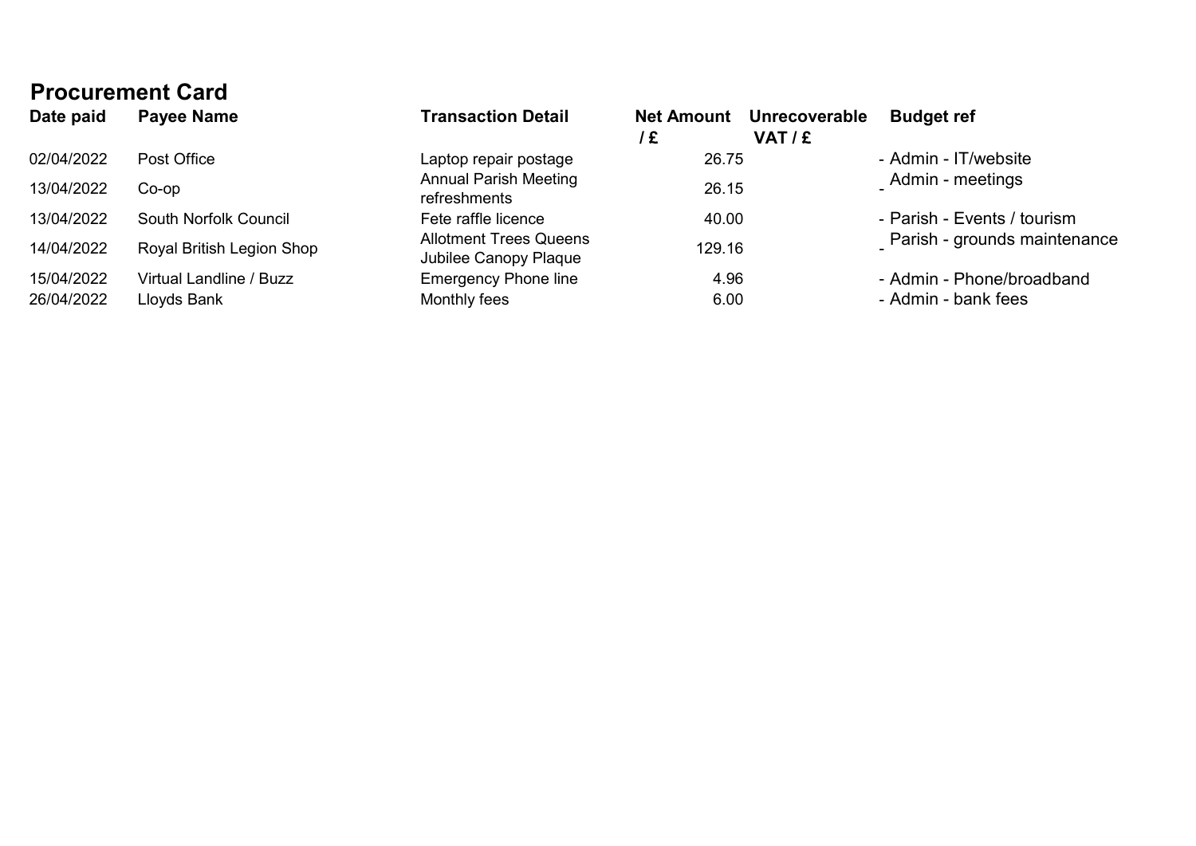## Procurement Card

| Date paid | Payee Name | Transaction Detail | Net Amount / £ | Unrecoverable VAT / £ | Budget ref |
|---|---|---|---|---|---|
| 02/04/2022 | Post Office | Laptop repair postage | 26.75 | - | Admin - IT/website |
| 13/04/2022 | Co-op | Annual Parish Meeting refreshments | 26.15 | - | Admin - meetings |
| 13/04/2022 | South Norfolk Council | Fete raffle licence | 40.00 | - | Parish - Events / tourism |
| 14/04/2022 | Royal British Legion Shop | Allotment Trees Queens Jubilee Canopy Plaque | 129.16 | - | Parish - grounds maintenance |
| 15/04/2022 | Virtual Landline / Buzz | Emergency Phone line | 4.96 | - | Admin - Phone/broadband |
| 26/04/2022 | Lloyds Bank | Monthly fees | 6.00 | - | Admin - bank fees |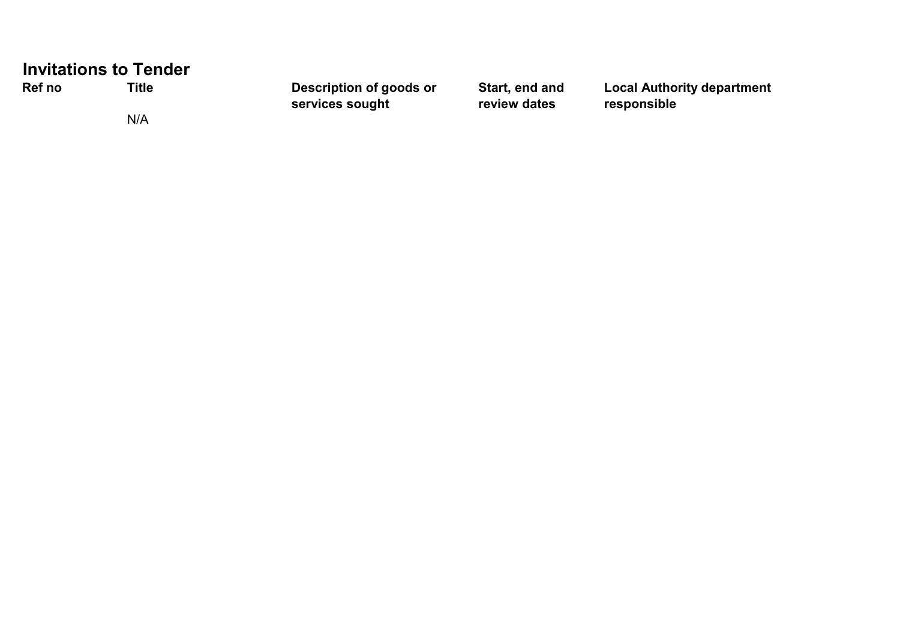## Invitations to Tender

| Ref no | Title | Description of goods or services sought | Start, end and review dates | Local Authority department responsible |
|---|---|---|---|---|
| | N/A | | | |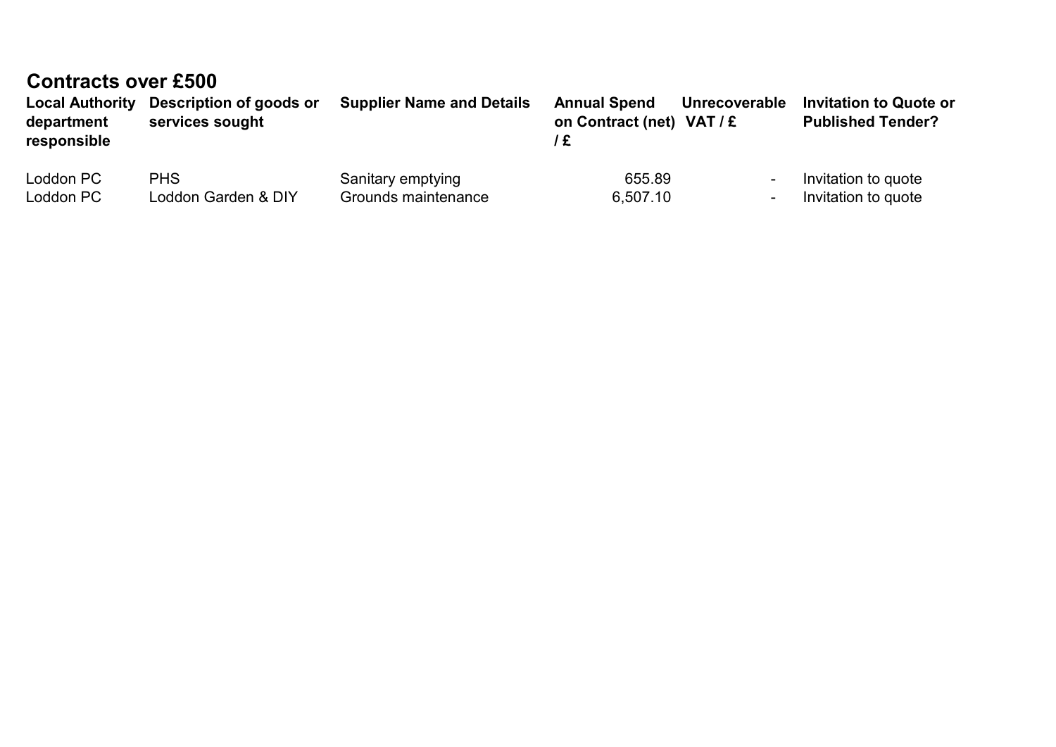## Contracts over £500

| Local Authority department responsible | Description of goods or services sought | Supplier Name and Details | Annual Spend on Contract (net) / £ | Unrecoverable VAT / £ | Invitation to Quote or Published Tender? |
|---|---|---|---|---|---|
| Loddon PC | PHS | Sanitary emptying | 655.89 | - | Invitation to quote |
| Loddon PC | Loddon Garden & DIY | Grounds maintenance | 6,507.10 | - | Invitation to quote |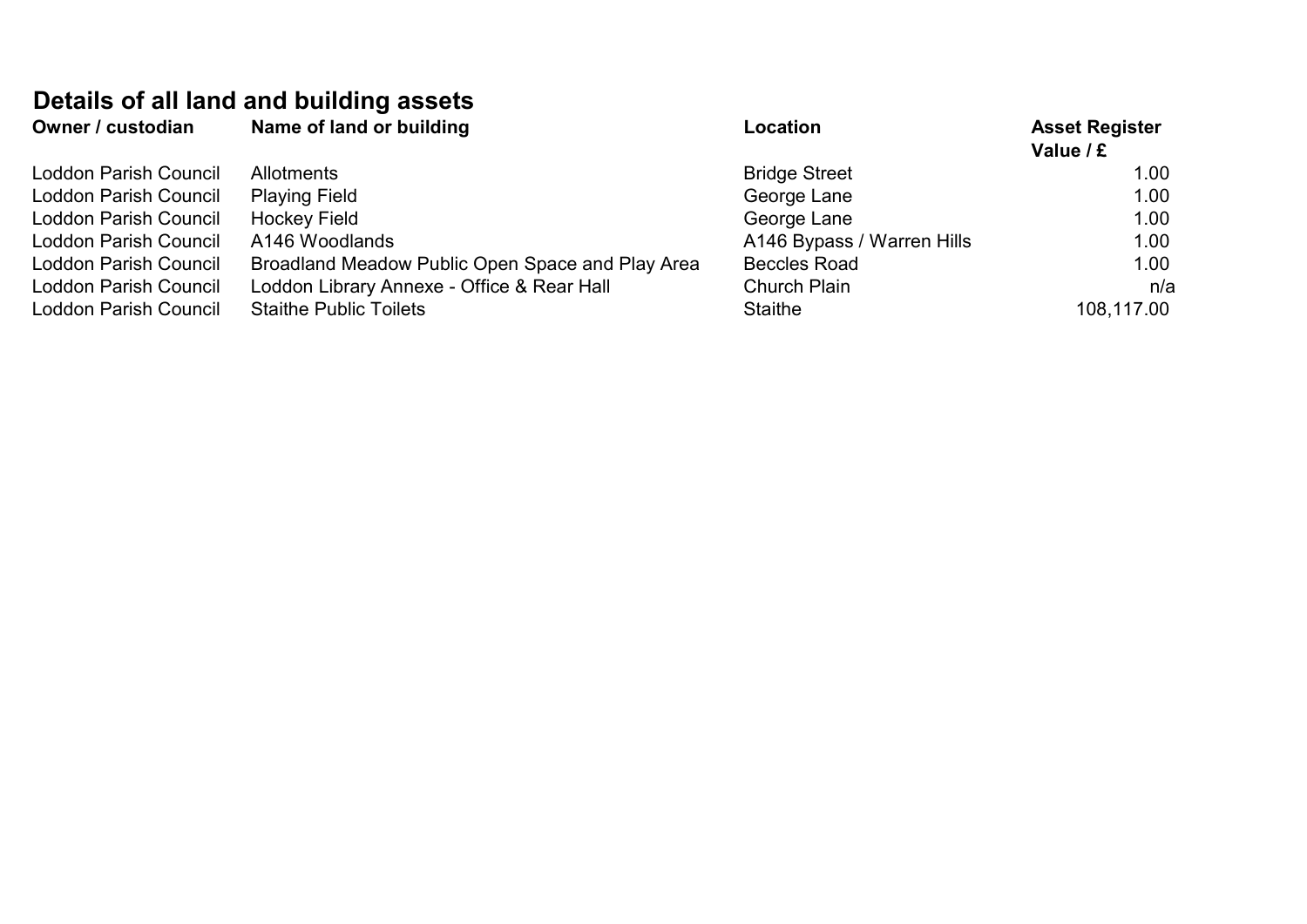## Details of all land and building assets

| Owner / custodian | Name of land or building | Location | Asset Register Value / £ |
|---|---|---|---|
| Loddon Parish Council | Allotments | Bridge Street | 1.00 |
| Loddon Parish Council | Playing Field | George Lane | 1.00 |
| Loddon Parish Council | Hockey Field | George Lane | 1.00 |
| Loddon Parish Council | A146 Woodlands | A146 Bypass / Warren Hills | 1.00 |
| Loddon Parish Council | Broadland Meadow Public Open Space and Play Area | Beccles Road | 1.00 |
| Loddon Parish Council | Loddon Library Annexe - Office & Rear Hall | Church Plain | n/a |
| Loddon Parish Council | Staithe Public Toilets | Staithe | 108,117.00 |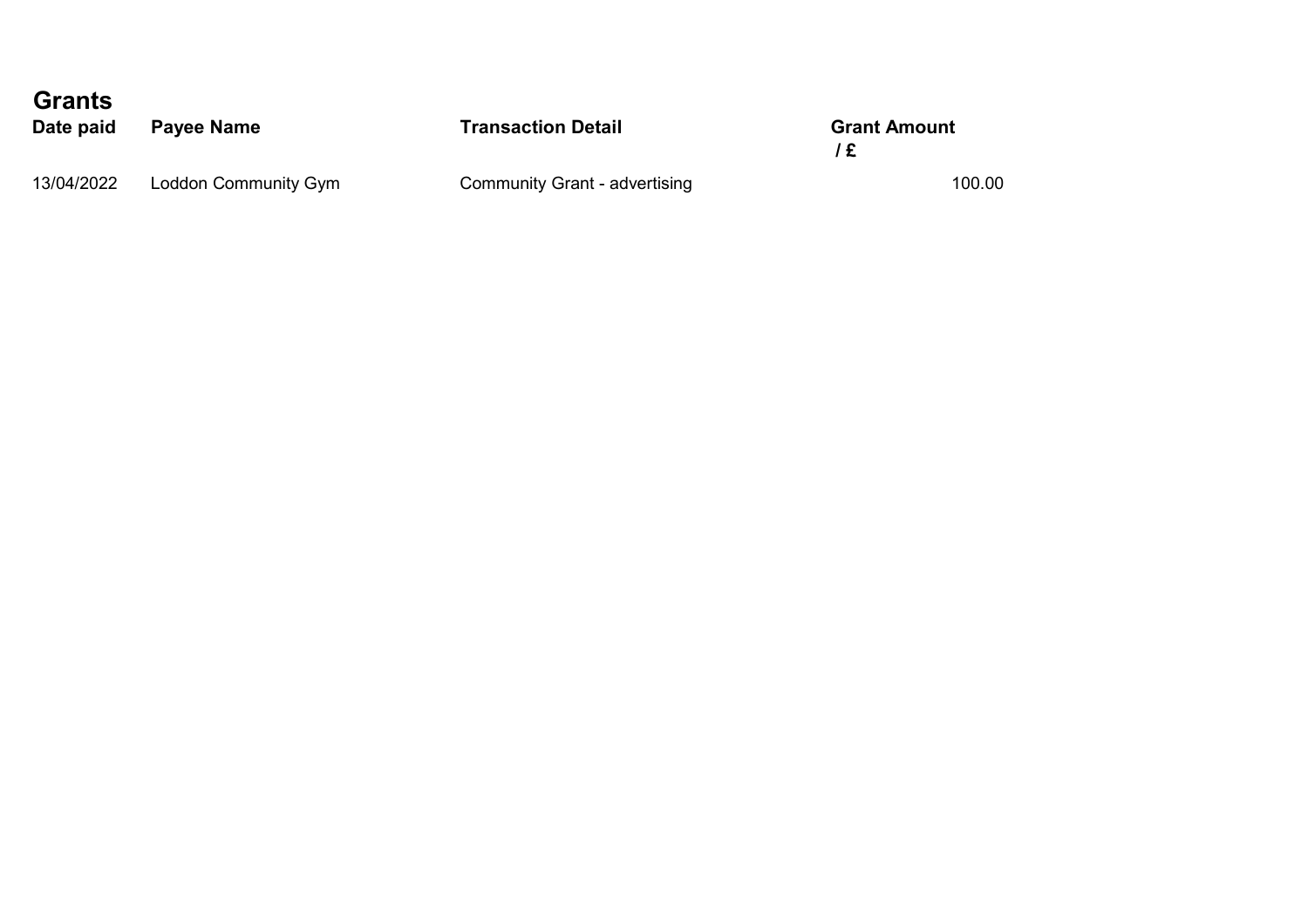## Grants

| Date paid | Payee Name | Transaction Detail | Grant Amount / £ |
|---|---|---|---|
| 13/04/2022 | Loddon Community Gym | Community Grant - advertising | 100.00 |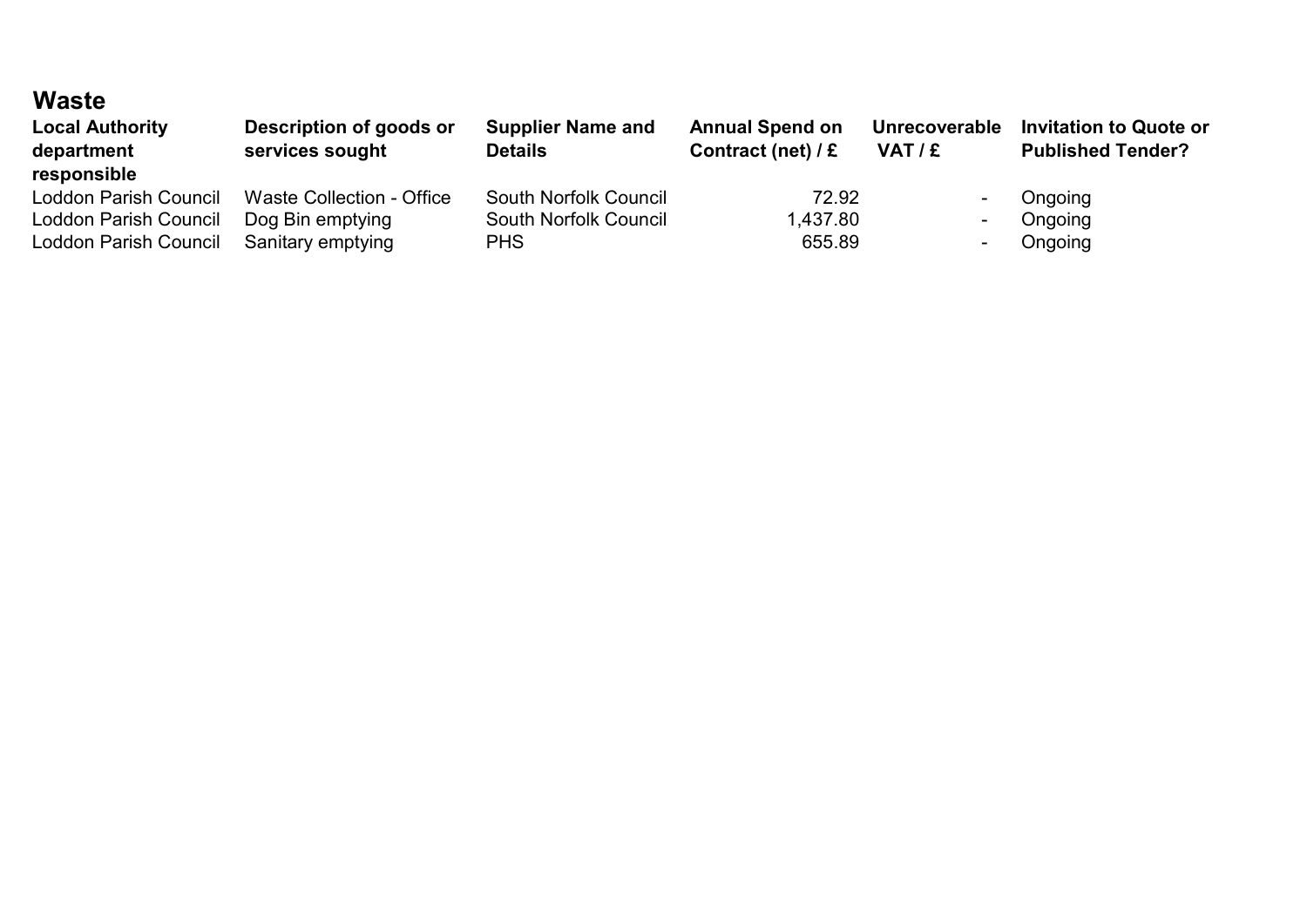## Waste

| Local Authority department responsible | Description of goods or services sought | Supplier Name and Details | Annual Spend on Contract (net) / £ | Unrecoverable VAT / £ | Invitation to Quote or Published Tender? |
|---|---|---|---|---|---|
| Loddon Parish Council | Waste Collection - Office | South Norfolk Council | 72.92 | - | Ongoing |
| Loddon Parish Council | Dog Bin emptying | South Norfolk Council | 1,437.80 | - | Ongoing |
| Loddon Parish Council | Sanitary emptying | PHS | 655.89 | - | Ongoing |